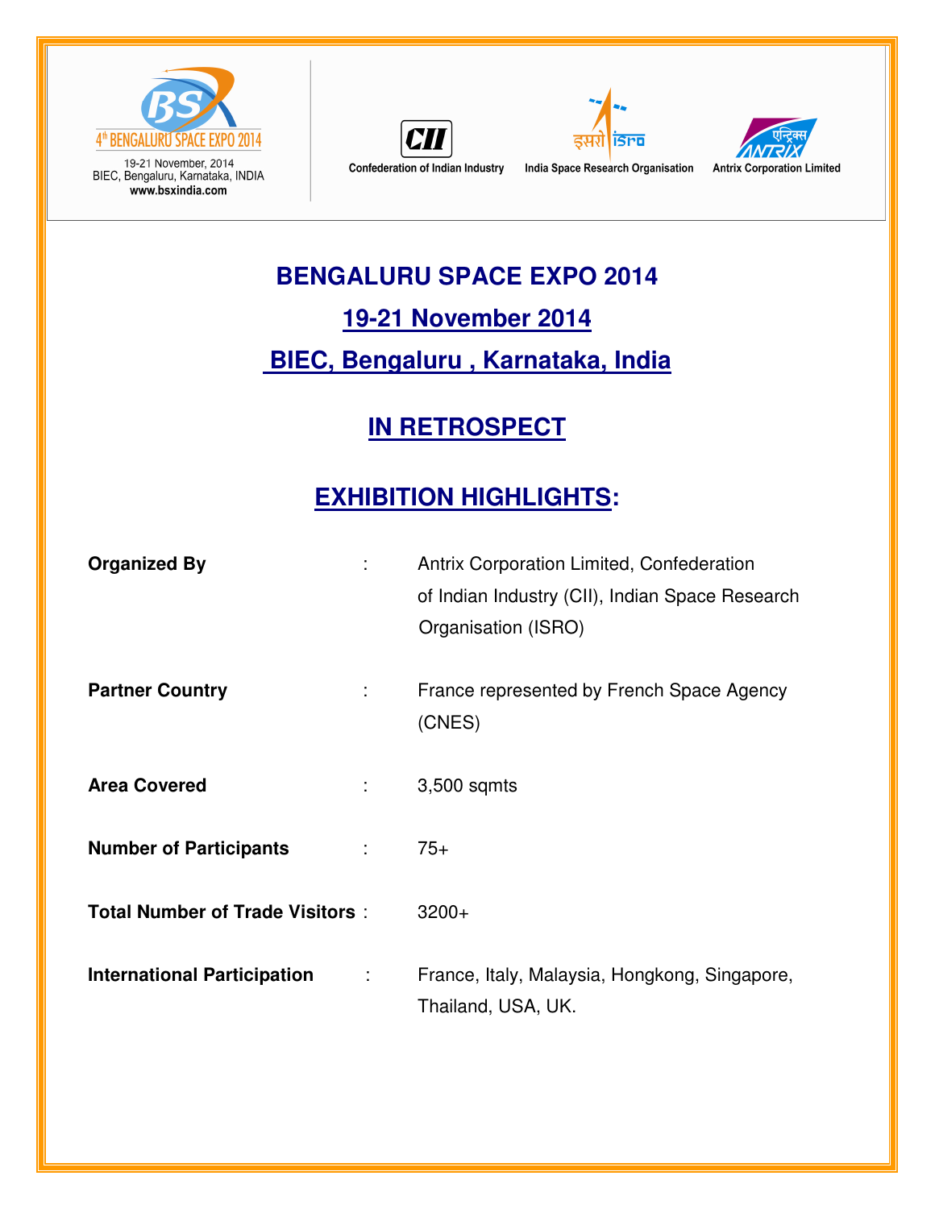4th BENGALURU SPACE EXPO 2014
19-21 November, 2014
BIEC, Bengaluru, Karnataka, INDIA
www.bsxindia.com

Confederation of Indian Industry | India Space Research Organisation | Antrix Corporation Limited

# BENGALURU SPACE EXPO 2014

## 19-21 November 2014

## BIEC, Bengaluru , Karnataka, India

## IN RETROSPECT

## EXHIBITION HIGHLIGHTS:

**Organized By** : Antrix Corporation Limited, Confederation of Indian Industry (CII), Indian Space Research Organisation (ISRO)

**Partner Country** : France represented by French Space Agency (CNES)

**Area Covered** : 3,500 sqmts

**Number of Participants** : 75+

**Total Number of Trade Visitors** : 3200+

**International Participation** : France, Italy, Malaysia, Hongkong, Singapore, Thailand, USA, UK.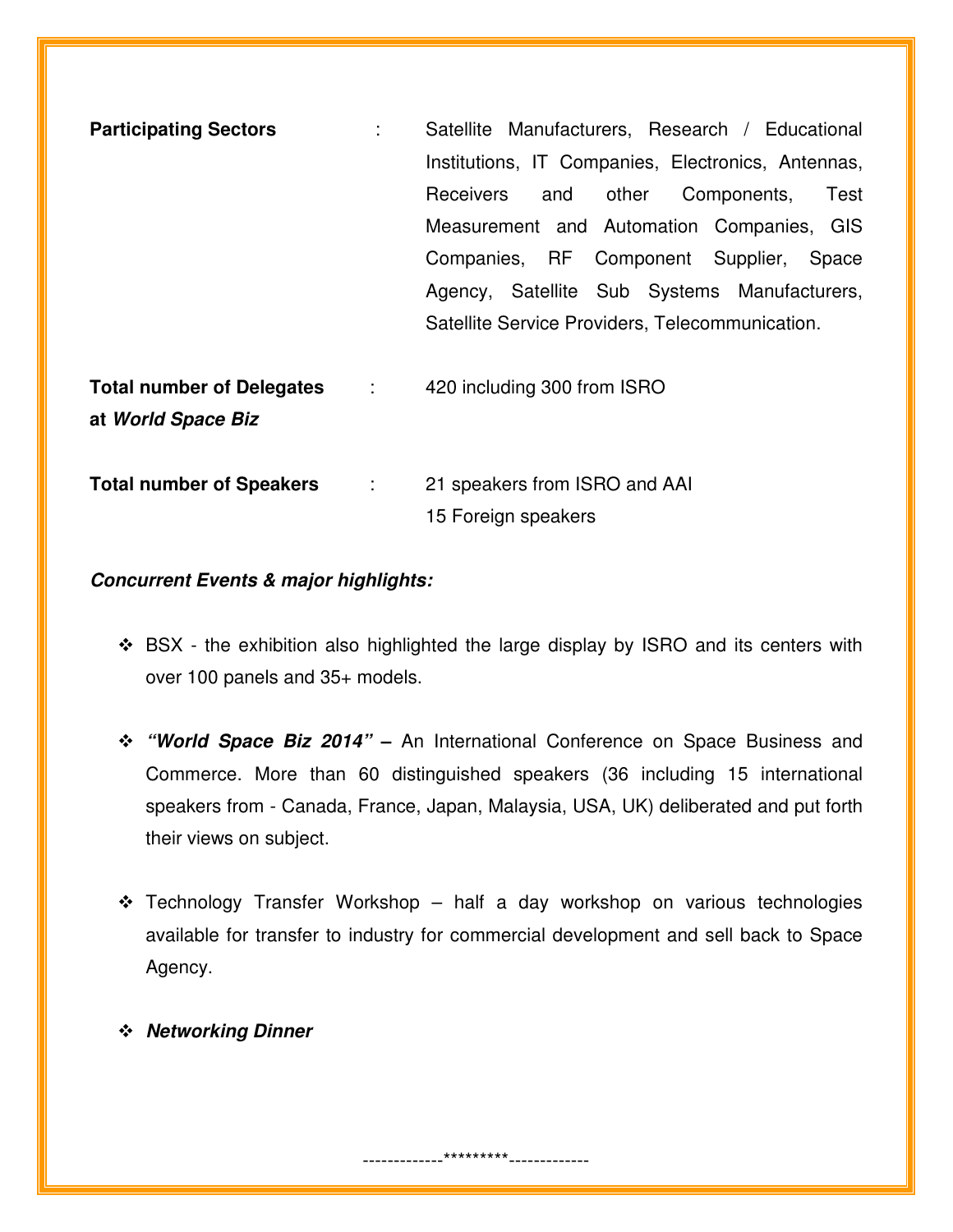**Participating Sectors** : Satellite Manufacturers, Research / Educational Institutions, IT Companies, Electronics, Antennas, Receivers and other Components, Test Measurement and Automation Companies, GIS Companies, RF Component Supplier, Space Agency, Satellite Sub Systems Manufacturers, Satellite Service Providers, Telecommunication.

**Total number of Delegates at *World Space Biz*** : 420 including 300 from ISRO

**Total number of Speakers** : 21 speakers from ISRO and AAI
15 Foreign speakers

***Concurrent Events & major highlights:***

- BSX - the exhibition also highlighted the large display by ISRO and its centers with over 100 panels and 35+ models.

- ***"World Space Biz 2014" –*** An International Conference on Space Business and Commerce. More than 60 distinguished speakers (36 including 15 international speakers from - Canada, France, Japan, Malaysia, USA, UK) deliberated and put forth their views on subject.

- Technology Transfer Workshop – half a day workshop on various technologies available for transfer to industry for commercial development and sell back to Space Agency.

- ***Networking Dinner***

-------------*********-------------